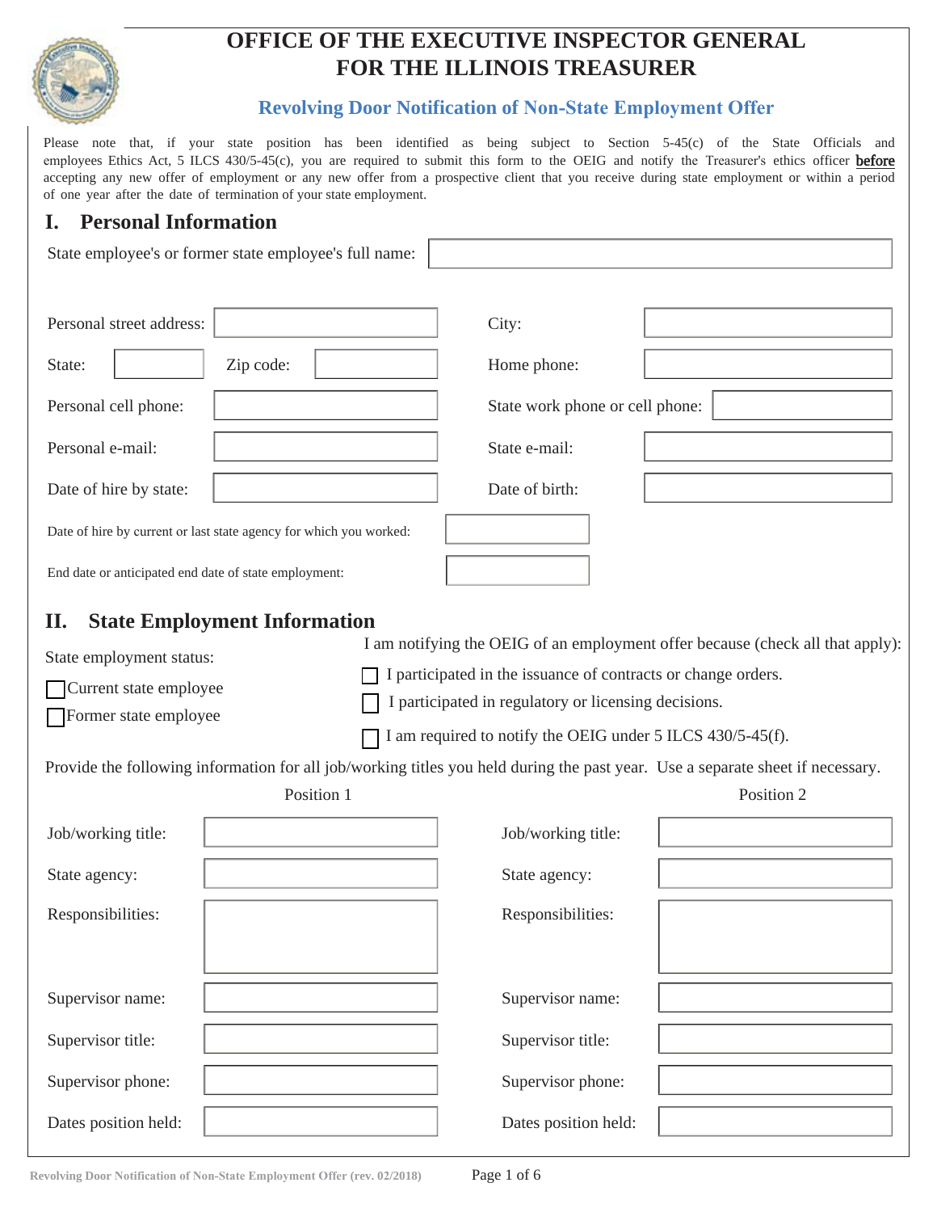# OFFICE OF THE EXECUTIVE INSPECTOR GENERAL FOR THE ILLINOIS TREASURER

## Revolving Door Notification of Non-State Employment Offer

Please note that, if your state position has been identified as being subject to Section 5-45(c) of the State Officials and employees Ethics Act, 5 ILCS 430/5-45(c), you are required to submit this form to the OEIG and notify the Treasurer's ethics officer **before** accepting any new offer of employment or any new offer from a prospective client that you receive during state employment or within a period of one year after the date of termination of your state employment.

## I. Personal Information

State employee's or former state employee's full name: ____________________

| | | | |
|---|---|---|---|
| Personal street address: | | City: | |
| State: | Zip code: | Home phone: | |
| Personal cell phone: | | State work phone or cell phone: | |
| Personal e-mail: | | State e-mail: | |
| Date of hire by state: | | Date of birth: | |

Date of hire by current or last state agency for which you worked: ____________

End date or anticipated end date of state employment: ____________

## II. State Employment Information

State employment status:

- ☐ Current state employee
- ☐ Former state employee

I am notifying the OEIG of an employment offer because (check all that apply):

- ☐ I participated in the issuance of contracts or change orders.
- ☐ I participated in regulatory or licensing decisions.
- ☐ I am required to notify the OEIG under 5 ILCS 430/5-45(f).

Provide the following information for all job/working titles you held during the past year. Use a separate sheet if necessary.

| | Position 1 | Position 2 |
|---|---|---|
| Job/working title: | | |
| State agency: | | |
| Responsibilities: | | |
| Supervisor name: | | |
| Supervisor title: | | |
| Supervisor phone: | | |
| Dates position held: | | |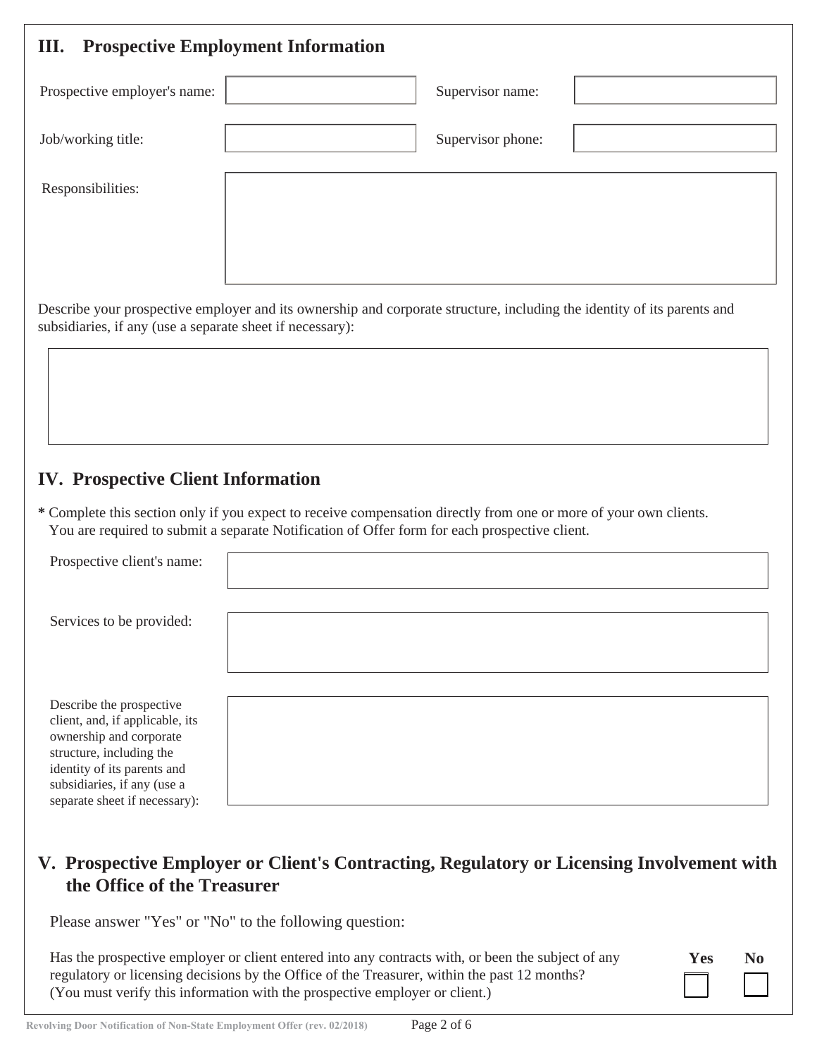## III. Prospective Employment Information

| | | | |
|---|---|---|---|
| Prospective employer's name: | | Supervisor name: | |
| Job/working title: | | Supervisor phone: | |

Responsibilities:

Describe your prospective employer and its ownership and corporate structure, including the identity of its parents and subsidiaries, if any (use a separate sheet if necessary):

## IV. Prospective Client Information

**\*** Complete this section only if you expect to receive compensation directly from one or more of your own clients. You are required to submit a separate Notification of Offer form for each prospective client.

Prospective client's name:

Services to be provided:

Describe the prospective client, and, if applicable, its ownership and corporate structure, including the identity of its parents and subsidiaries, if any (use a separate sheet if necessary):

## V. Prospective Employer or Client's Contracting, Regulatory or Licensing Involvement with the Office of the Treasurer

Please answer "Yes" or "No" to the following question:

| | Yes | No |
|---|---|---|
| Has the prospective employer or client entered into any contracts with, or been the subject of any regulatory or licensing decisions by the Office of the Treasurer, within the past 12 months? (You must verify this information with the prospective employer or client.) | ☐ | ☐ |

Revolving Door Notification of Non-State Employment Offer (rev. 02/2018)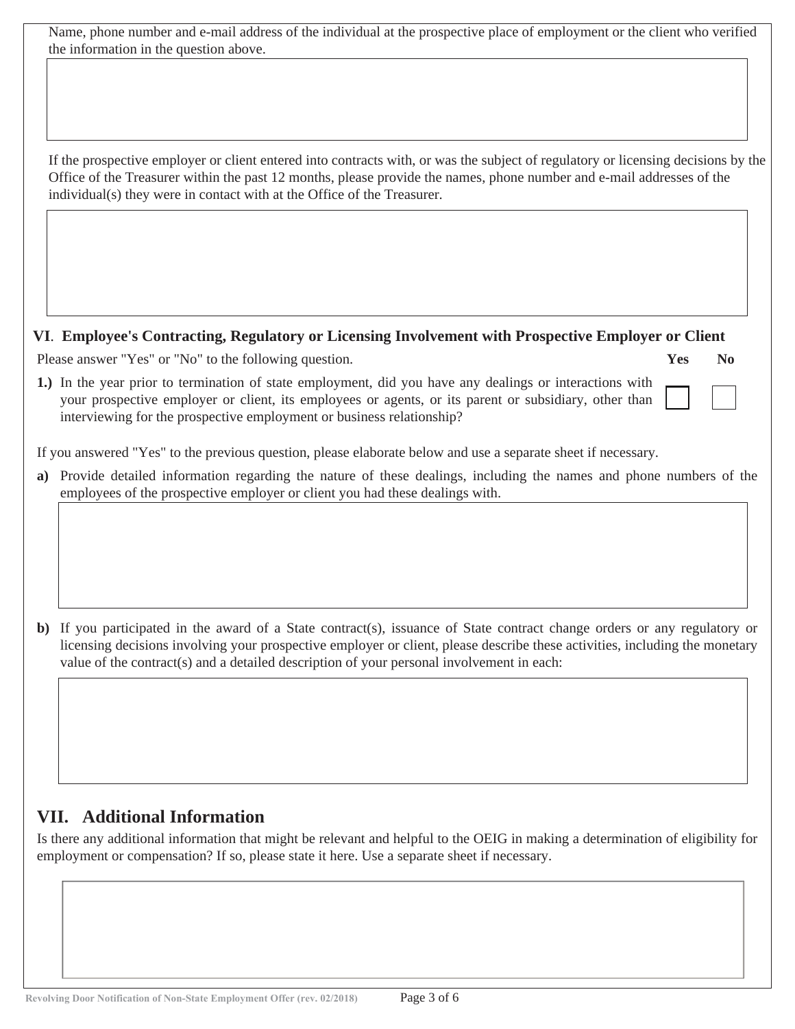Name, phone number and e-mail address of the individual at the prospective place of employment or the client who verified the information in the question above.

If the prospective employer or client entered into contracts with, or was the subject of regulatory or licensing decisions by the Office of the Treasurer within the past 12 months, please provide the names, phone number and e-mail addresses of the individual(s) they were in contact with at the Office of the Treasurer.

### VI. Employee's Contracting, Regulatory or Licensing Involvement with Prospective Employer or Client

| Please answer "Yes" or "No" to the following question. | Yes | No |
|---|---|---|
| **1.)** In the year prior to termination of state employment, did you have any dealings or interactions with your prospective employer or client, its employees or agents, or its parent or subsidiary, other than interviewing for the prospective employment or business relationship? | ☐ | ☐ |

If you answered "Yes" to the previous question, please elaborate below and use a separate sheet if necessary.

**a)** Provide detailed information regarding the nature of these dealings, including the names and phone numbers of the employees of the prospective employer or client you had these dealings with.

**b)** If you participated in the award of a State contract(s), issuance of State contract change orders or any regulatory or licensing decisions involving your prospective employer or client, please describe these activities, including the monetary value of the contract(s) and a detailed description of your personal involvement in each:

## VII. Additional Information

Is there any additional information that might be relevant and helpful to the OEIG in making a determination of eligibility for employment or compensation? If so, please state it here. Use a separate sheet if necessary.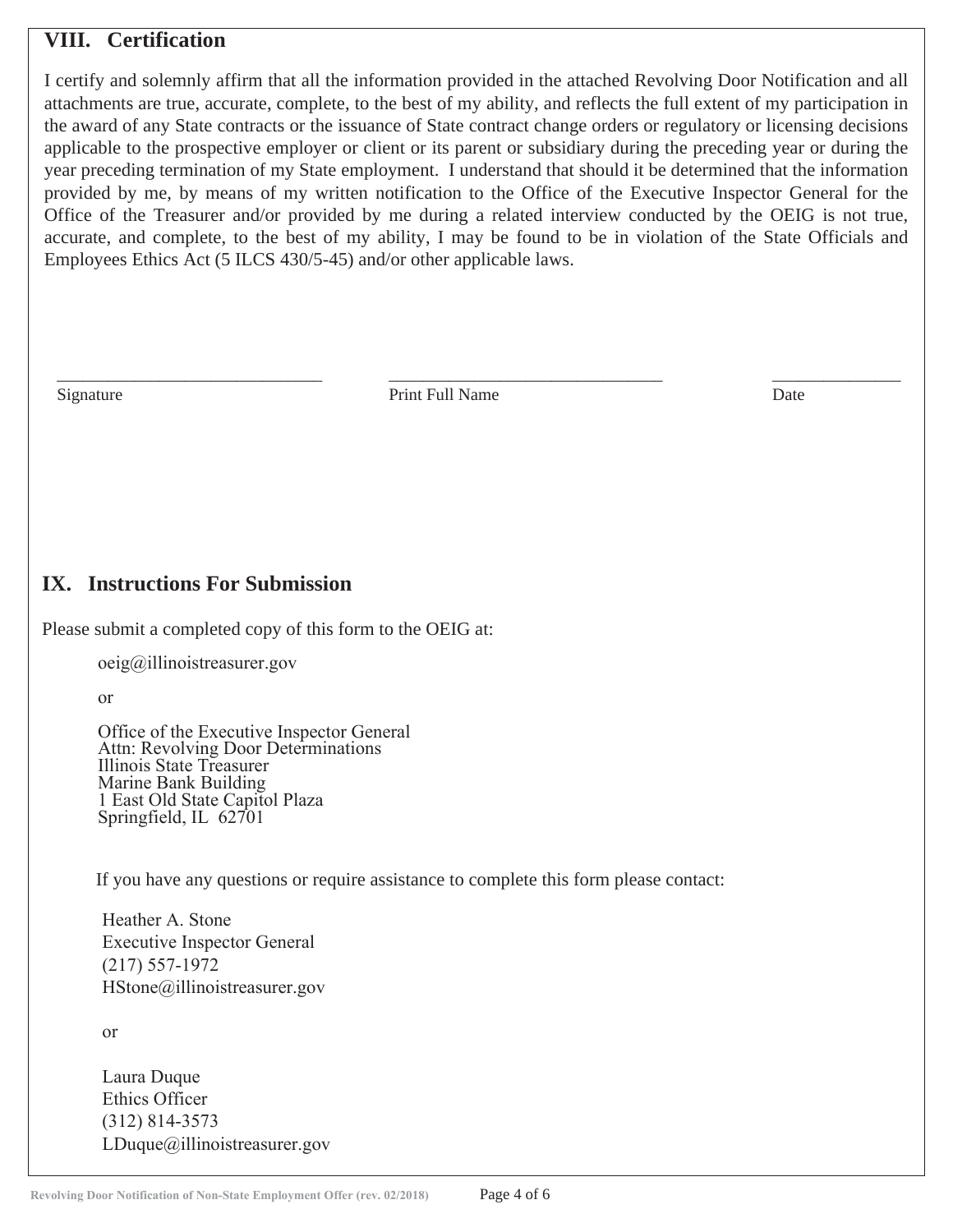## VIII. Certification

I certify and solemnly affirm that all the information provided in the attached Revolving Door Notification and all attachments are true, accurate, complete, to the best of my ability, and reflects the full extent of my participation in the award of any State contracts or the issuance of State contract change orders or regulatory or licensing decisions applicable to the prospective employer or client or its parent or subsidiary during the preceding year or during the year preceding termination of my State employment. I understand that should it be determined that the information provided by me, by means of my written notification to the Office of the Executive Inspector General for the Office of the Treasurer and/or provided by me during a related interview conducted by the OEIG is not true, accurate, and complete, to the best of my ability, I may be found to be in violation of the State Officials and Employees Ethics Act (5 ILCS 430/5-45) and/or other applicable laws.

| ______________________________ | ______________________________ | ______________ |
|---|---|---|
| Signature | Print Full Name | Date |

## IX. Instructions For Submission

Please submit a completed copy of this form to the OEIG at:

oeig@illinoistreasurer.gov

or

Office of the Executive Inspector General
Attn: Revolving Door Determinations
Illinois State Treasurer
Marine Bank Building
1 East Old State Capitol Plaza
Springfield, IL 62701

If you have any questions or require assistance to complete this form please contact:

Heather A. Stone
Executive Inspector General
(217) 557-1972
HStone@illinoistreasurer.gov

or

Laura Duque
Ethics Officer
(312) 814-3573
LDuque@illinoistreasurer.gov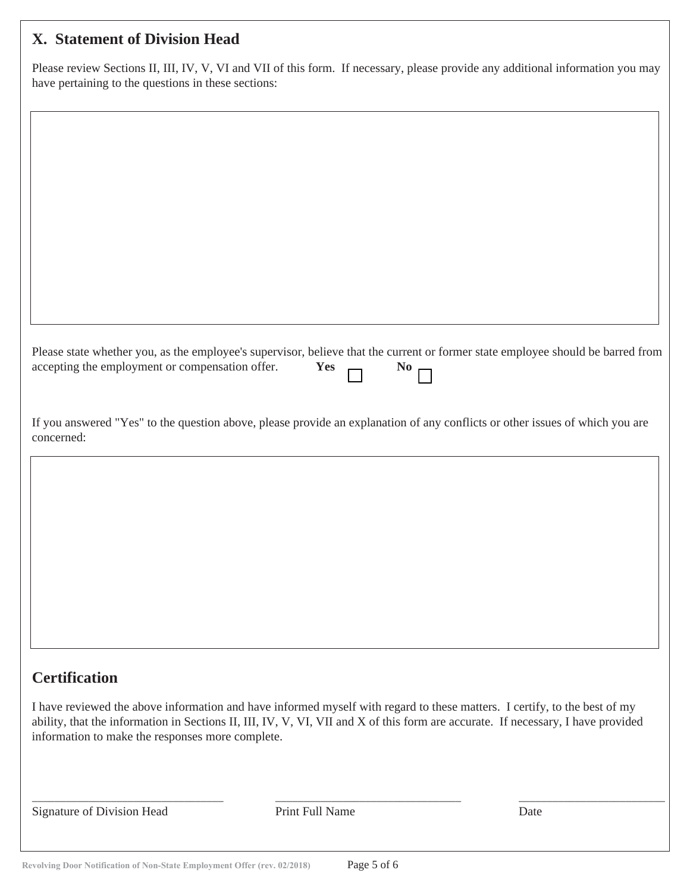## X. Statement of Division Head

Please review Sections II, III, IV, V, VI and VII of this form. If necessary, please provide any additional information you may have pertaining to the questions in these sections:

Please state whether you, as the employee's supervisor, believe that the current or former state employee should be barred from accepting the employment or compensation offer. **Yes** ☐ **No** ☐

If you answered "Yes" to the question above, please provide an explanation of any conflicts or other issues of which you are concerned:

## Certification

I have reviewed the above information and have informed myself with regard to these matters. I certify, to the best of my ability, that the information in Sections II, III, IV, V, VI, VII and X of this form are accurate. If necessary, I have provided information to make the responses more complete.

\_\_\_\_\_\_\_\_\_\_\_\_\_\_\_\_\_\_\_\_\_\_\_\_\_\_\_\_\_\_ \_\_\_\_\_\_\_\_\_\_\_\_\_\_\_\_\_\_\_\_\_\_\_\_\_\_\_\_\_\_ \_\_\_\_\_\_\_\_\_\_\_\_\_\_\_\_\_\_\_\_\_\_\_\_

Signature of Division Head | Print Full Name | Date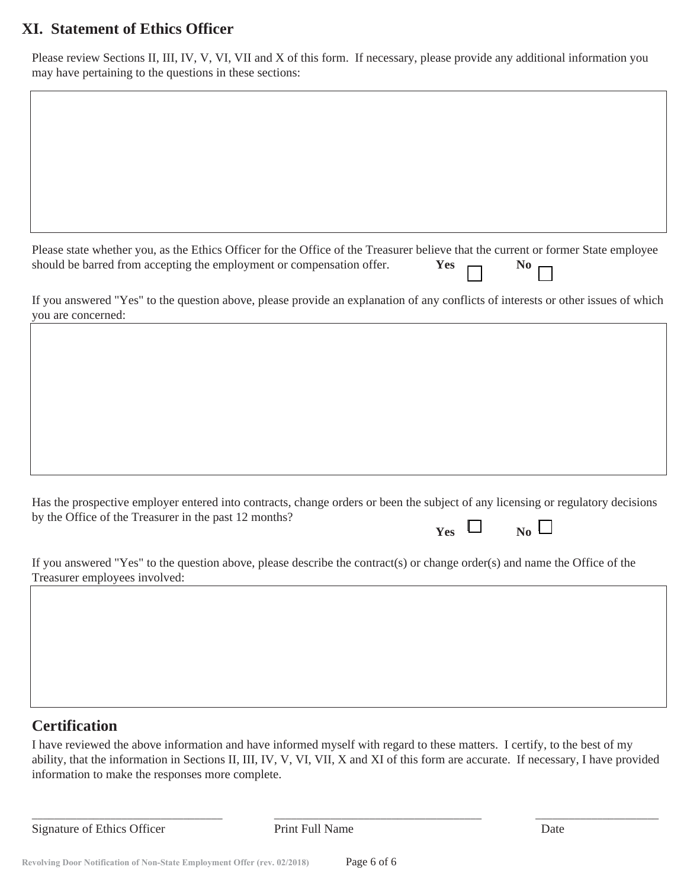## XI. Statement of Ethics Officer

Please review Sections II, III, IV, V, VI, VII and X of this form. If necessary, please provide any additional information you may have pertaining to the questions in these sections:

Please state whether you, as the Ethics Officer for the Office of the Treasurer believe that the current or former State employee should be barred from accepting the employment or compensation offer. **Yes** ☐ **No** ☐

If you answered "Yes" to the question above, please provide an explanation of any conflicts of interests or other issues of which you are concerned:

Has the prospective employer entered into contracts, change orders or been the subject of any licensing or regulatory decisions by the Office of the Treasurer in the past 12 months? **Yes** ☐ **No** ☐

If you answered "Yes" to the question above, please describe the contract(s) or change order(s) and name the Office of the Treasurer employees involved:

## Certification

I have reviewed the above information and have informed myself with regard to these matters. I certify, to the best of my ability, that the information in Sections II, III, IV, V, VI, VII, X and XI of this form are accurate. If necessary, I have provided information to make the responses more complete.

_______________________________ Signature of Ethics Officer

_______________________________ Print Full Name

____________________ Date

Revolving Door Notification of Non-State Employment Offer (rev. 02/2018)